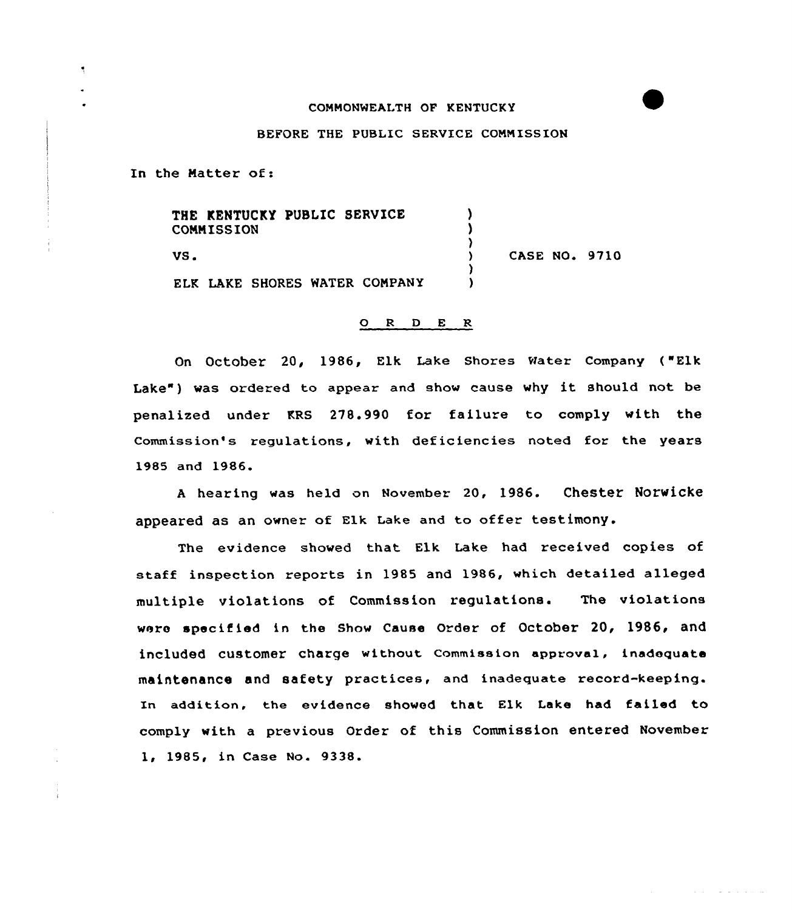COMMONWEALTH OF KENTUCKY

BEFORE THE PUBLIC SERVICE COMMISSION

In the Matter of:

| | | |
|---|---|---|
| THE KENTUCKY PUBLIC SERVICE COMMISSION | ) | |
| | ) | |
| VS. | ) | CASE NO. 9710 |
| | ) | |
| ELK LAKE SHORES WATER COMPANY | ) | |

O R D E R

On October 20, 1986, Elk Lake Shores Water Company ("Elk Lake") was ordered to appear and show cause why it should not be penalized under KRS 278.990 for failure to comply with the Commission's regulations, with deficiencies noted for the years 1985 and 1986.

A hearing was held on November 20, 1986. Chester Norwicke appeared as an owner of Elk Lake and to offer testimony.

The evidence showed that Elk Lake had received copies of staff inspection reports in 1985 and 1986, which detailed alleged multiple violations of Commission regulations. The violations were specified in the Show Cause Order of October 20, 1986, and included customer charge without Commission approval, inadequate maintenance and safety practices, and inadequate record-keeping. In addition, the evidence showed that Elk Lake had failed to comply with a previous Order of this Commission entered November 1, 1985, in Case No. 9338.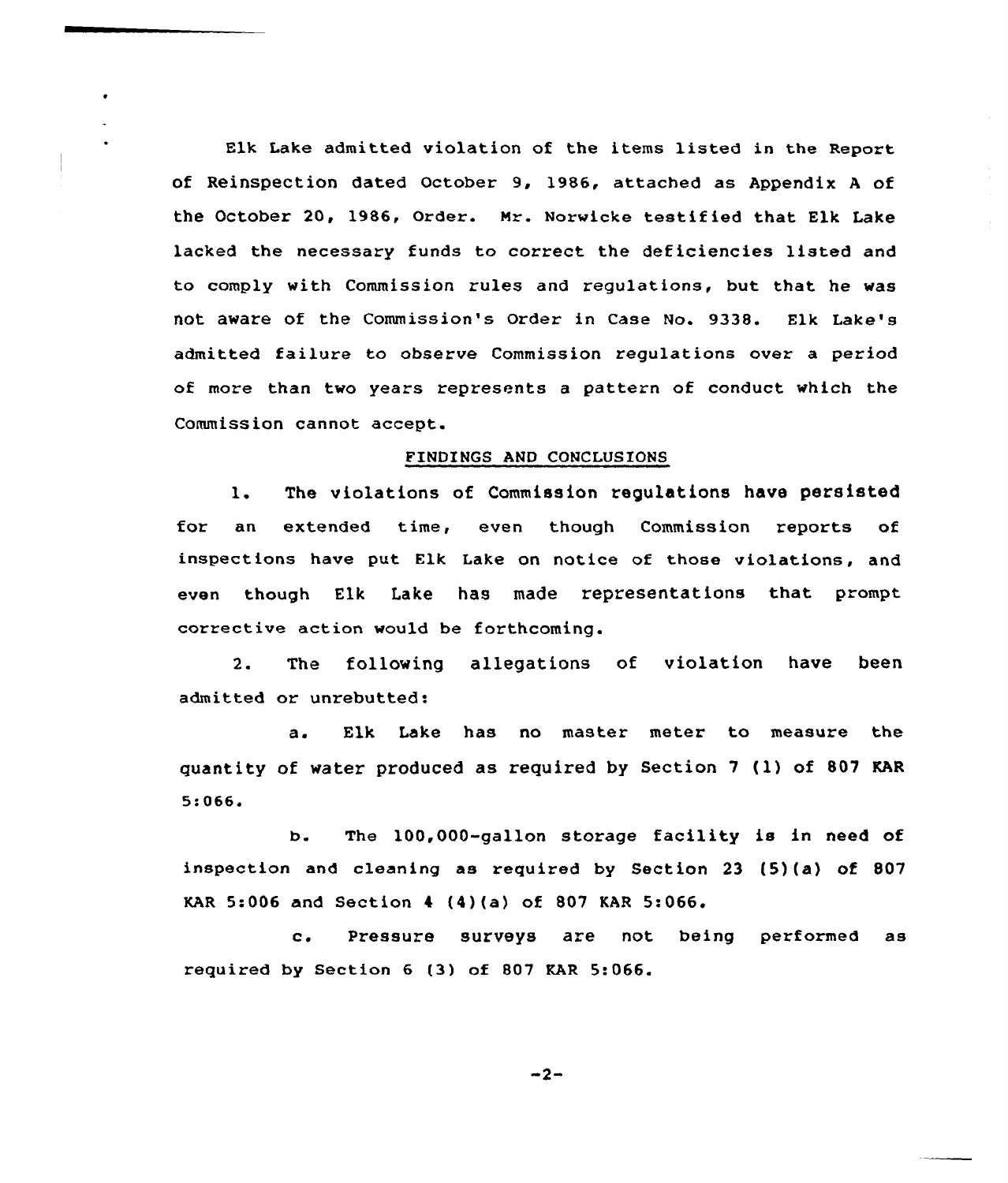Elk Lake admitted violation of the items listed in the Report of Reinspection dated October 9, 1986, attached as Appendix A of the October 20, 1986, Order. Mr. Norwicke testified that Elk Lake lacked the necessary funds to correct the deficiencies listed and to comply with Commission rules and regulations, but that he was not aware of the Commission's Order in Case No. 9338. Elk Lake's admitted failure to observe Commission regulations over a period of more than two years represents a pattern of conduct which the Commission cannot accept.

## FINDINGS AND CONCLUSIONS

1. The violations of Commission regulations have persisted for an extended time, even though Commission reports of inspections have put Elk Lake on notice of those violations, and even though Elk Lake has made representations that prompt corrective action would be forthcoming.

2. The following allegations of violation have been admitted or unrebutted:

   a. Elk Lake has no master meter to measure the quantity of water produced as required by Section 7 (1) of 807 KAR 5:066.

   b. The 100,000-gallon storage facility is in need of inspection and cleaning as required by Section 23 (5)(a) of 807 KAR 5:006 and Section 4 (4)(a) of 807 KAR 5:066.

   c. Pressure surveys are not being performed as required by Section 6 (3) of 807 KAR 5:066.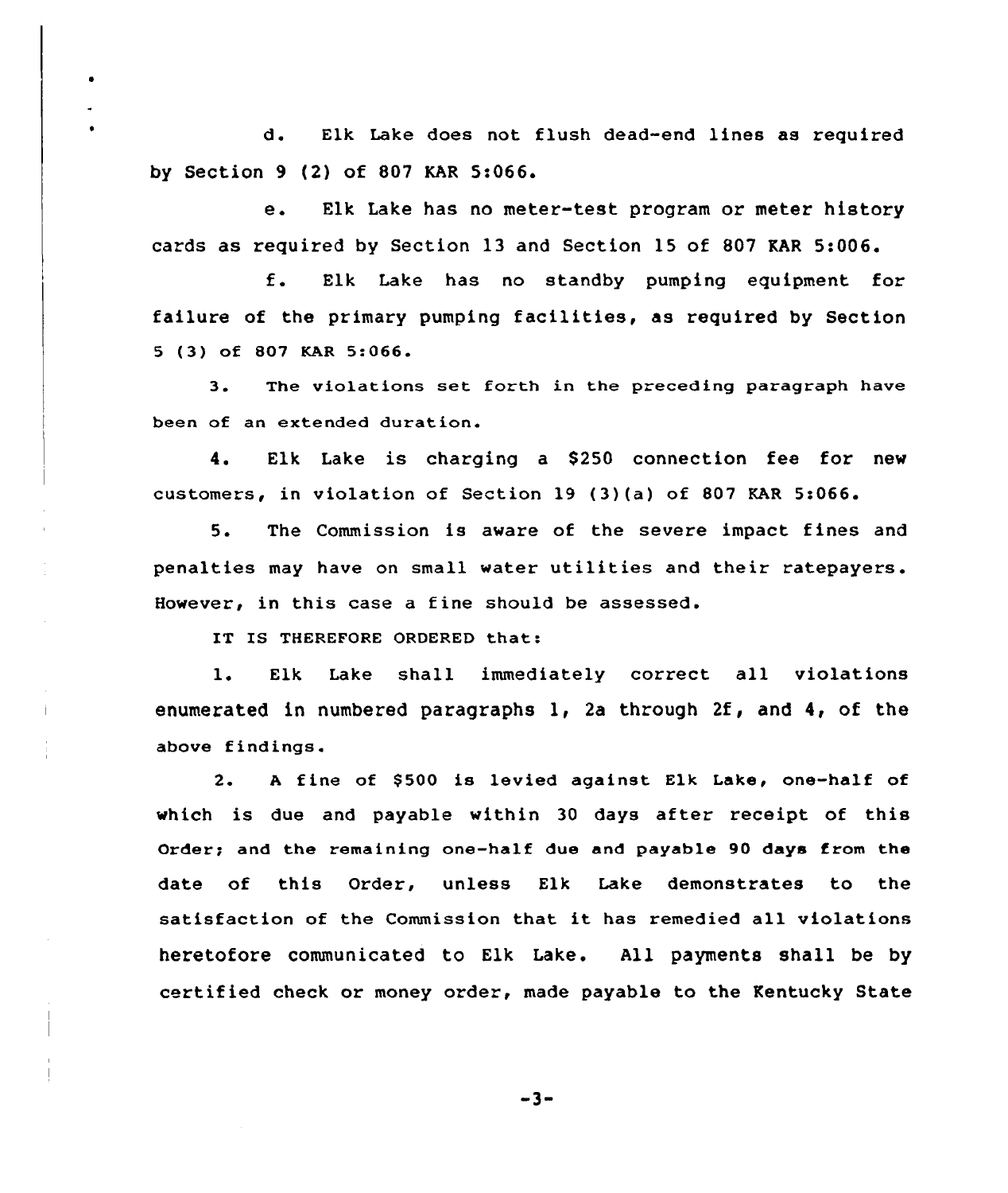d. Elk Lake does not flush dead-end lines as required by Section 9 (2) of 807 KAR 5:066.

e. Elk Lake has no meter-test program or meter history cards as required by Section 13 and Section 15 of 807 KAR 5:006.

f. Elk Lake has no standby pumping equipment for failure of the primary pumping facilities, as required by Section 5 (3) of 807 KAR 5:066.

3. The violations set forth in the preceding paragraph have been of an extended duration.

4. Elk Lake is charging a $250 connection fee for new customers, in violation of Section 19 (3)(a) of 807 KAR 5:066.

5. The Commission is aware of the severe impact fines and penalties may have on small water utilities and their ratepayers. However, in this case a fine should be assessed.

IT IS THEREFORE ORDERED that:

1. Elk Lake shall immediately correct all violations enumerated in numbered paragraphs 1, 2a through 2f, and 4, of the above findings.

2. A fine of $500 is levied against Elk Lake, one-half of which is due and payable within 30 days after receipt of this Order; and the remaining one-half due and payable 90 days from the date of this Order, unless Elk Lake demonstrates to the satisfaction of the Commission that it has remedied all violations heretofore communicated to Elk Lake. All payments shall be by certified check or money order, made payable to the Kentucky State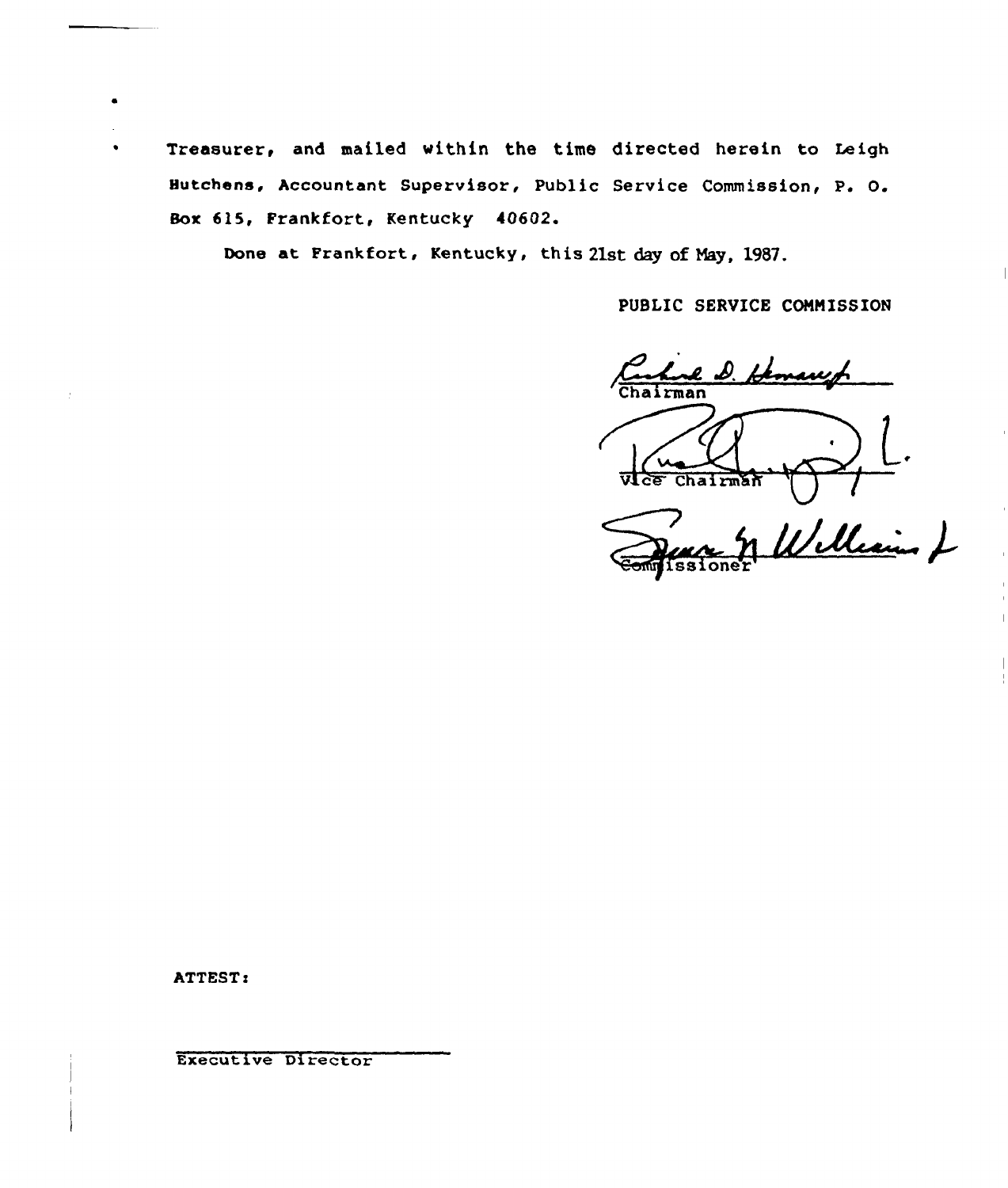Treasurer, and mailed within the time directed herein to Leigh Hutchens, Accountant Supervisor, Public Service Commission, P. O. Box 615, Frankfort, Kentucky 40602.

Done at Frankfort, Kentucky, this 21st day of May, 1987.

PUBLIC SERVICE COMMISSION

Chairman

Vice Chairman

Commissioner

ATTEST:

Executive Director